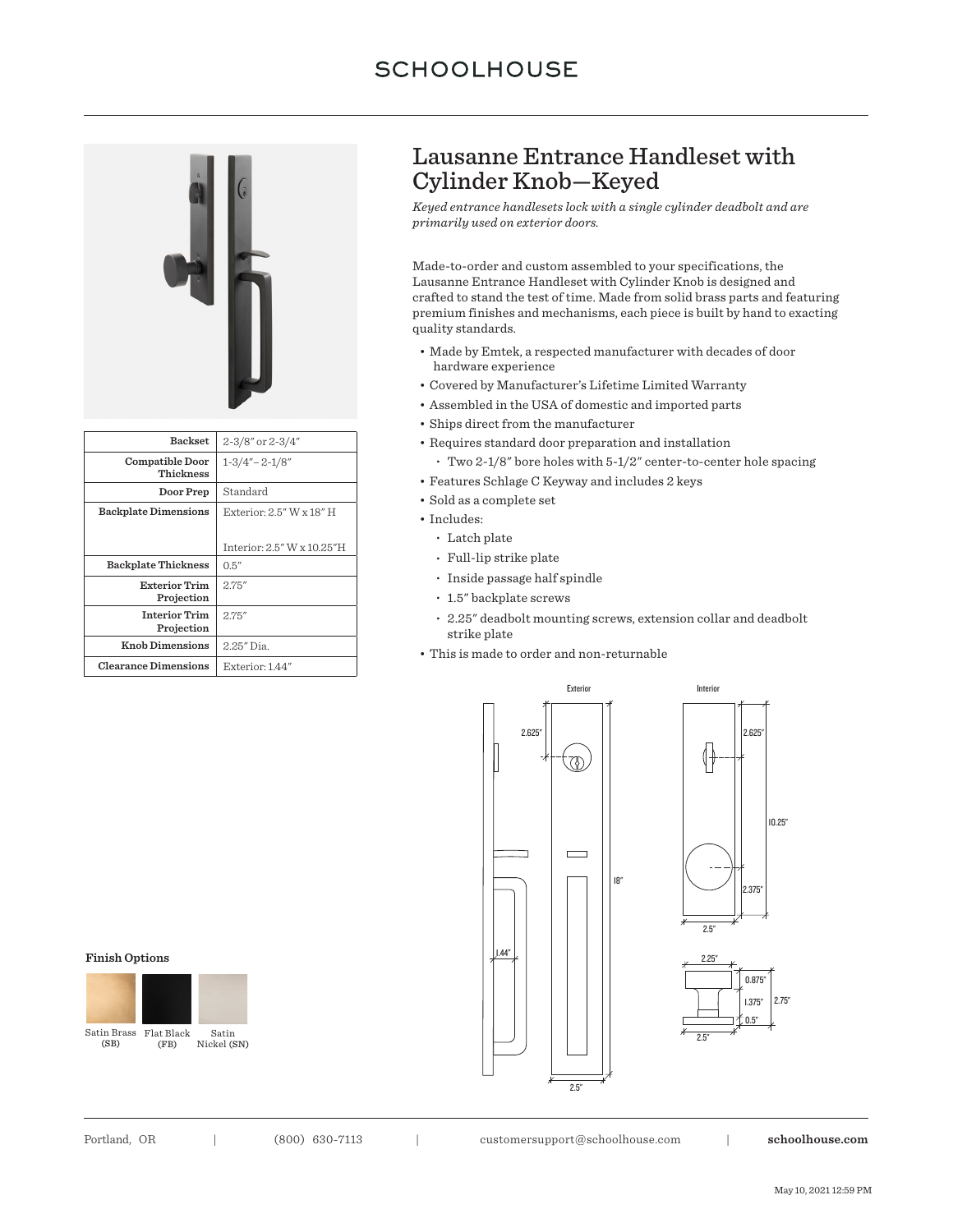# Lausanne Entrance Handleset with Cylinder Knob—Keyed

*Keyed entrance handlesets lock with a single cylinder deadbolt and are primarily used on exterior doors.*

Made-to-order and custom assembled to your specifications, the Lausanne Entrance Handleset with Cylinder Knob is designed and crafted to stand the test of time. Made from solid brass parts and featuring premium finishes and mechanisms, each piece is built by hand to exacting quality standards.

- Made by Emtek, a respected manufacturer with decades of door hardware experience
- Covered by Manufacturer's Lifetime Limited Warranty
- Assembled in the USA of domestic and imported parts
- Ships direct from the manufacturer
- Requires standard door preparation and installation
  - Two 2-1/8″ bore holes with 5-1/2″ center-to-center hole spacing
- Features Schlage C Keyway and includes 2 keys
- Sold as a complete set
- Includes:
  - Latch plate
  - Full-lip strike plate
  - Inside passage half spindle
  - 1.5″ backplate screws
  - 2.25″ deadbolt mounting screws, extension collar and deadbolt strike plate
- This is made to order and non-returnable

| Specification | Value |
|---|---|
| Backset | 2-3/8″ or 2-3/4″ |
| Compatible Door Thickness | 1-3/4″– 2-1/8″ |
| Door Prep | Standard |
| Backplate Dimensions | Exterior: 2.5″ W x 18″ H<br>Interior: 2.5″ W x 10.25″H |
| Backplate Thickness | 0.5″ |
| Exterior Trim Projection | 2.75″ |
| Interior Trim Projection | 2.75″ |
| Knob Dimensions | 2.25″ Dia. |
| Clearance Dimensions | Exterior: 1.44″ |

**Finish Options**

Satin Brass (SB) | Flat Black (FB) | Satin Nickel (SN)

Exterior: 2.625″, 18″, 2.5″, 1.44″

Interior: 2.625″, 10.25″, 2.375″, 2.5″

Knob: 2.25″, 0.875″, 1.375″, 0.5″, 2.75″, 2.5″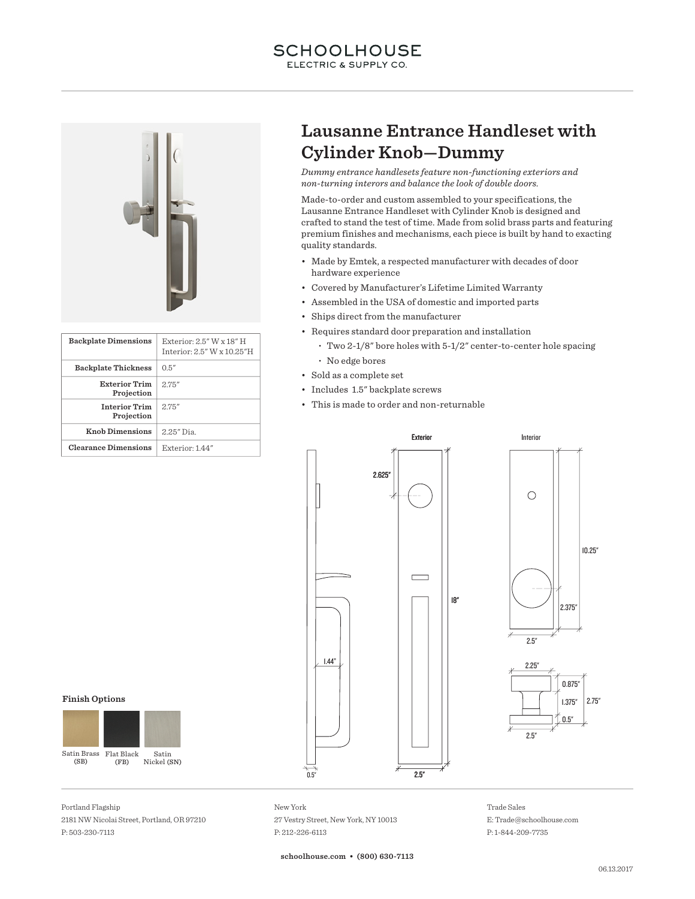SCHOOLHOUSE
ELECTRIC & SUPPLY CO.

# Lausanne Entrance Handleset with Cylinder Knob—Dummy

*Dummy entrance handlesets feature non-functioning exteriors and non-turning interors and balance the look of double doors.*

Made-to-order and custom assembled to your specifications, the Lausanne Entrance Handleset with Cylinder Knob is designed and crafted to stand the test of time. Made from solid brass parts and featuring premium finishes and mechanisms, each piece is built by hand to exacting quality standards.

- Made by Emtek, a respected manufacturer with decades of door hardware experience
- Covered by Manufacturer's Lifetime Limited Warranty
- Assembled in the USA of domestic and imported parts
- Ships direct from the manufacturer
- Requires standard door preparation and installation
  - Two 2-1/8″ bore holes with 5-1/2″ center-to-center hole spacing
  - No edge bores
- Sold as a complete set
- Includes 1.5″ backplate screws
- This is made to order and non-returnable

| | |
|---|---|
| **Backplate Dimensions** | Exterior: 2.5″ W x 18″ H<br>Interior: 2.5″ W x 10.25″H |
| **Backplate Thickness** | 0.5″ |
| **Exterior Trim Projection** | 2.75″ |
| **Interior Trim Projection** | 2.75″ |
| **Knob Dimensions** | 2.25″ Dia. |
| **Clearance Dimensions** | Exterior: 1.44″ |

Exterior

2.625″

18″

1.44″

0.5″

2.5″

Interior

10.25″

2.375″

2.5″

2.25″

0.875″

1.375″

2.75″

0.5″

2.5″

**Finish Options**

Satin Brass (SB) | Flat Black (FB) | Satin Nickel (SN)

Portland Flagship
2181 NW Nicolai Street, Portland, OR 97210
P: 503-230-7113

New York
27 Vestry Street, New York, NY 10013
P: 212-226-6113

Trade Sales
E: Trade@schoolhouse.com
P: 1-844-209-7735

schoolhouse.com • (800) 630-7113

06.13.2017